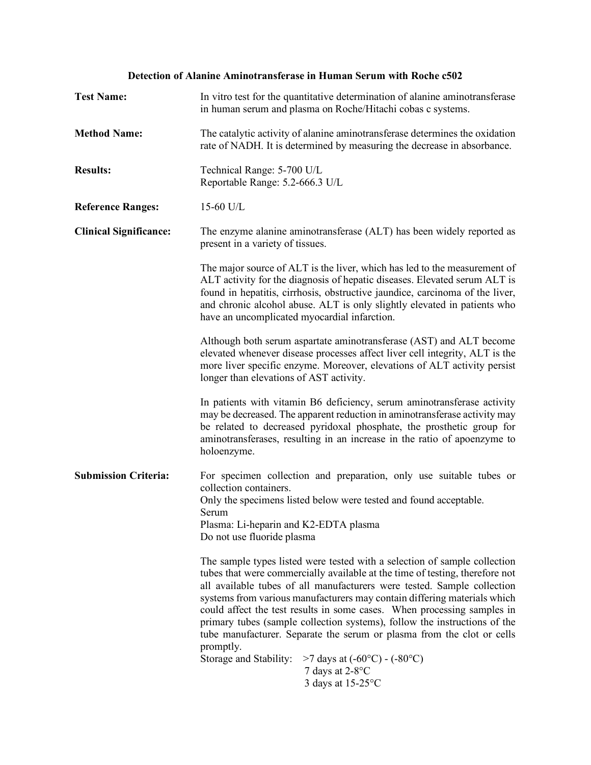# Detection of Alanine Aminotransferase in Human Serum with Roche c502

**Test Name:** In vitro test for the quantitative determination of alanine aminotransferase in human serum and plasma on Roche/Hitachi cobas c systems.

**Method Name:** The catalytic activity of alanine aminotransferase determines the oxidation rate of NADH. It is determined by measuring the decrease in absorbance.

**Results:** Technical Range: 5-700 U/L
Reportable Range: 5.2-666.3 U/L

**Reference Ranges:** 15-60 U/L

**Clinical Significance:** The enzyme alanine aminotransferase (ALT) has been widely reported as present in a variety of tissues.

The major source of ALT is the liver, which has led to the measurement of ALT activity for the diagnosis of hepatic diseases. Elevated serum ALT is found in hepatitis, cirrhosis, obstructive jaundice, carcinoma of the liver, and chronic alcohol abuse. ALT is only slightly elevated in patients who have an uncomplicated myocardial infarction.

Although both serum aspartate aminotransferase (AST) and ALT become elevated whenever disease processes affect liver cell integrity, ALT is the more liver specific enzyme. Moreover, elevations of ALT activity persist longer than elevations of AST activity.

In patients with vitamin B6 deficiency, serum aminotransferase activity may be decreased. The apparent reduction in aminotransferase activity may be related to decreased pyridoxal phosphate, the prosthetic group for aminotransferases, resulting in an increase in the ratio of apoenzyme to holoenzyme.

**Submission Criteria:** For specimen collection and preparation, only use suitable tubes or collection containers.
Only the specimens listed below were tested and found acceptable.
Serum
Plasma: Li-heparin and K2-EDTA plasma
Do not use fluoride plasma

The sample types listed were tested with a selection of sample collection tubes that were commercially available at the time of testing, therefore not all available tubes of all manufacturers were tested. Sample collection systems from various manufacturers may contain differing materials which could affect the test results in some cases. When processing samples in primary tubes (sample collection systems), follow the instructions of the tube manufacturer. Separate the serum or plasma from the clot or cells promptly.

Storage and Stability: >7 days at (-60°C) - (-80°C)
7 days at 2-8°C
3 days at 15-25°C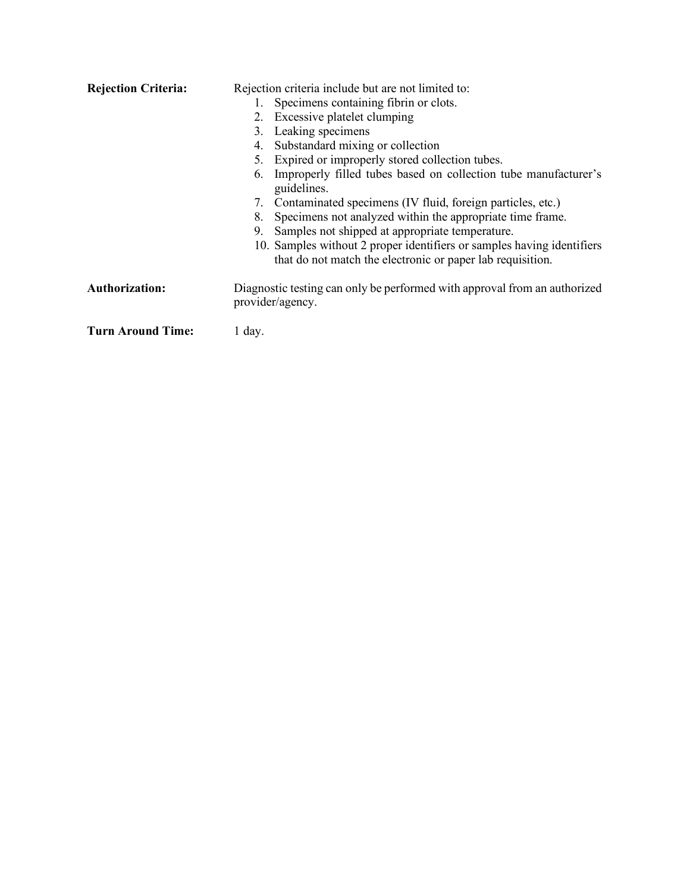**Rejection Criteria:** Rejection criteria include but are not limited to:

1. Specimens containing fibrin or clots.
2. Excessive platelet clumping
3. Leaking specimens
4. Substandard mixing or collection
5. Expired or improperly stored collection tubes.
6. Improperly filled tubes based on collection tube manufacturer's guidelines.
7. Contaminated specimens (IV fluid, foreign particles, etc.)
8. Specimens not analyzed within the appropriate time frame.
9. Samples not shipped at appropriate temperature.
10. Samples without 2 proper identifiers or samples having identifiers that do not match the electronic or paper lab requisition.

**Authorization:** Diagnostic testing can only be performed with approval from an authorized provider/agency.

**Turn Around Time:** 1 day.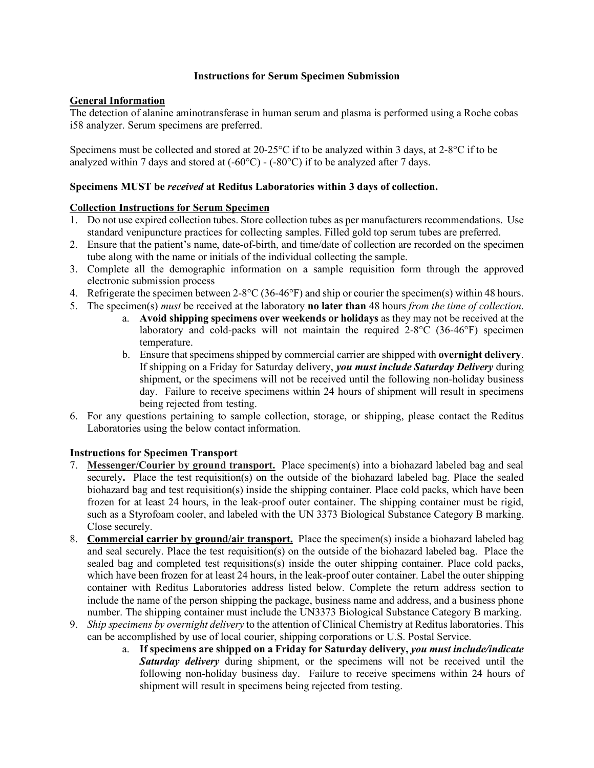**Instructions for Serum Specimen Submission**

<u>**General Information**</u>

The detection of alanine aminotransferase in human serum and plasma is performed using a Roche cobas i58 analyzer. Serum specimens are preferred.

Specimens must be collected and stored at 20-25°C if to be analyzed within 3 days, at 2-8°C if to be analyzed within 7 days and stored at (-60°C) - (-80°C) if to be analyzed after 7 days.

**Specimens MUST be *received* at Reditus Laboratories within 3 days of collection.**

<u>**Collection Instructions for Serum Specimen**</u>

1. Do not use expired collection tubes. Store collection tubes as per manufacturers recommendations. Use standard venipuncture practices for collecting samples. Filled gold top serum tubes are preferred.
2. Ensure that the patient's name, date-of-birth, and time/date of collection are recorded on the specimen tube along with the name or initials of the individual collecting the sample.
3. Complete all the demographic information on a sample requisition form through the approved electronic submission process
4. Refrigerate the specimen between 2-8°C (36-46°F) and ship or courier the specimen(s) within 48 hours.
5. The specimen(s) *must* be received at the laboratory **no later than** 48 hours *from the time of collection*.
    a. **Avoid shipping specimens over weekends or holidays** as they may not be received at the laboratory and cold-packs will not maintain the required 2-8°C (36-46°F) specimen temperature.
    b. Ensure that specimens shipped by commercial carrier are shipped with **overnight delivery**. If shipping on a Friday for Saturday delivery, ***you must include Saturday Delivery*** during shipment, or the specimens will not be received until the following non-holiday business day. Failure to receive specimens within 24 hours of shipment will result in specimens being rejected from testing.
6. For any questions pertaining to sample collection, storage, or shipping, please contact the Reditus Laboratories using the below contact information.

<u>**Instructions for Specimen Transport**</u>

7. <u>**Messenger/Courier by ground transport.**</u> Place specimen(s) into a biohazard labeled bag and seal securely**.** Place the test requisition(s) on the outside of the biohazard labeled bag. Place the sealed biohazard bag and test requisition(s) inside the shipping container. Place cold packs, which have been frozen for at least 24 hours, in the leak-proof outer container. The shipping container must be rigid, such as a Styrofoam cooler, and labeled with the UN 3373 Biological Substance Category B marking. Close securely.
8. <u>**Commercial carrier by ground/air transport.**</u> Place the specimen(s) inside a biohazard labeled bag and seal securely. Place the test requisition(s) on the outside of the biohazard labeled bag. Place the sealed bag and completed test requisitions(s) inside the outer shipping container. Place cold packs, which have been frozen for at least 24 hours, in the leak-proof outer container. Label the outer shipping container with Reditus Laboratories address listed below. Complete the return address section to include the name of the person shipping the package, business name and address, and a business phone number. The shipping container must include the UN3373 Biological Substance Category B marking.
9. *Ship specimens by overnight delivery* to the attention of Clinical Chemistry at Reditus laboratories. This can be accomplished by use of local courier, shipping corporations or U.S. Postal Service.
    a. **If specimens are shipped on a Friday for Saturday delivery, *you must include/indicate Saturday delivery*** during shipment, or the specimens will not be received until the following non-holiday business day. Failure to receive specimens within 24 hours of shipment will result in specimens being rejected from testing.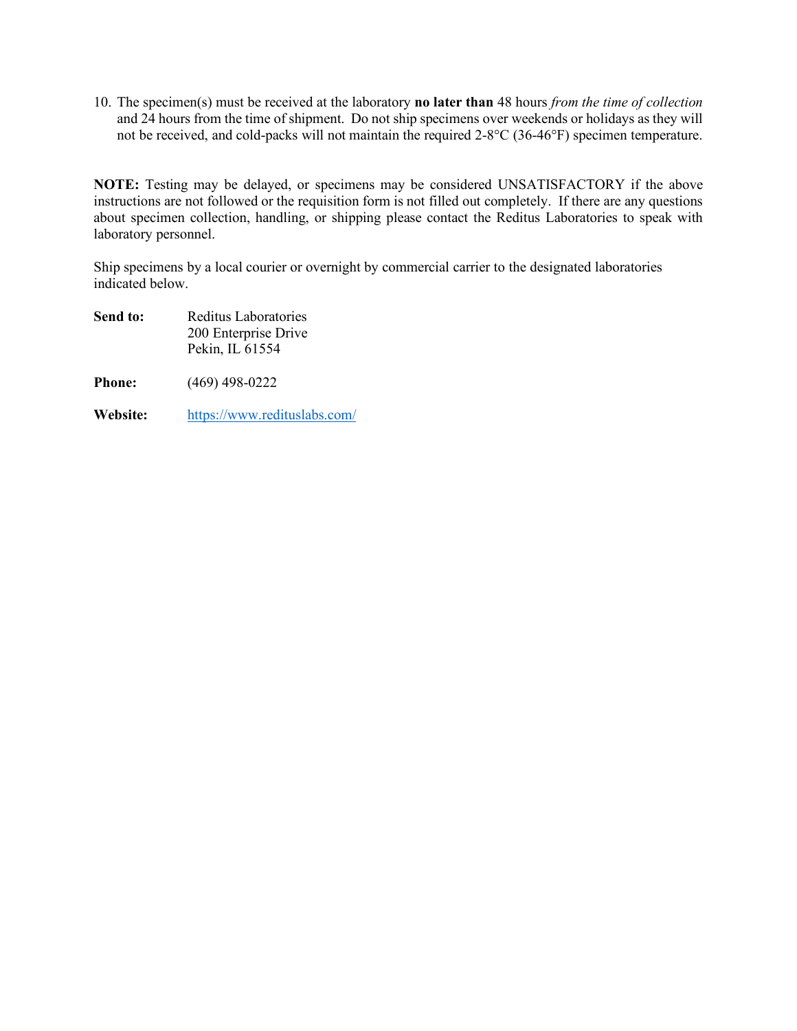10. The specimen(s) must be received at the laboratory **no later than** 48 hours *from the time of collection* and 24 hours from the time of shipment. Do not ship specimens over weekends or holidays as they will not be received, and cold-packs will not maintain the required 2-8°C (36-46°F) specimen temperature.

**NOTE:** Testing may be delayed, or specimens may be considered UNSATISFACTORY if the above instructions are not followed or the requisition form is not filled out completely. If there are any questions about specimen collection, handling, or shipping please contact the Reditus Laboratories to speak with laboratory personnel.

Ship specimens by a local courier or overnight by commercial carrier to the designated laboratories indicated below.

**Send to:** Reditus Laboratories
200 Enterprise Drive
Pekin, IL 61554

**Phone:** (469) 498-0222

**Website:** [https://www.redituslabs.com/](https://www.redituslabs.com/)